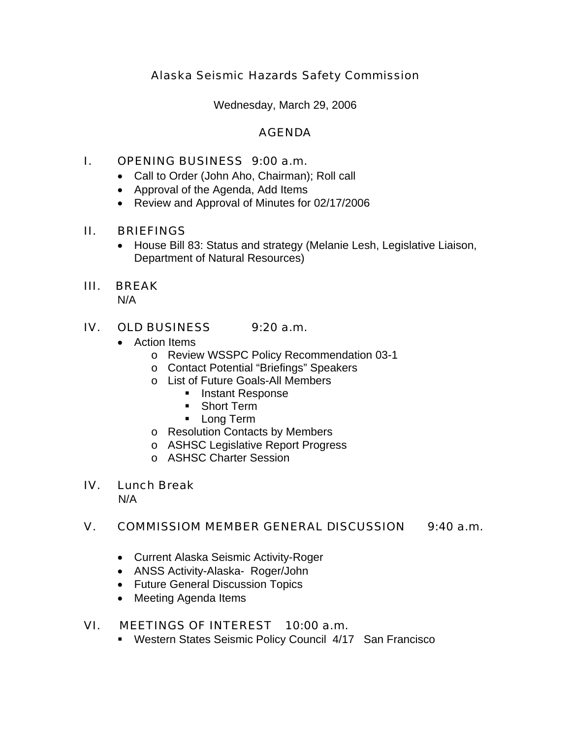# Alaska Seismic Hazards Safety Commission

Wednesday, March 29, 2006

## AGENDA

## I. OPENING BUSINESS 9:00 a.m.

- Call to Order (John Aho, Chairman); Roll call
- Approval of the Agenda, Add Items
- Review and Approval of Minutes for 02/17/2006

## II. BRIEFINGS

- House Bill 83: Status and strategy (Melanie Lesh, Legislative Liaison, Department of Natural Resources)

## III. BREAK

N/A

## IV. OLD BUSINESS 9:20 a.m.

- Action Items
  - Review WSSPC Policy Recommendation 03-1
  - Contact Potential "Briefings" Speakers
  - List of Future Goals-All Members
    - Instant Response
    - Short Term
    - Long Term
  - Resolution Contacts by Members
  - ASHSC Legislative Report Progress
  - ASHSC Charter Session

## IV. Lunch Break

N/A

## V. COMMISSIOM MEMBER GENERAL DISCUSSION 9:40 a.m.

- Current Alaska Seismic Activity-Roger
- ANSS Activity-Alaska- Roger/John
- Future General Discussion Topics
- Meeting Agenda Items

## VI. MEETINGS OF INTEREST 10:00 a.m.

- Western States Seismic Policy Council 4/17 San Francisco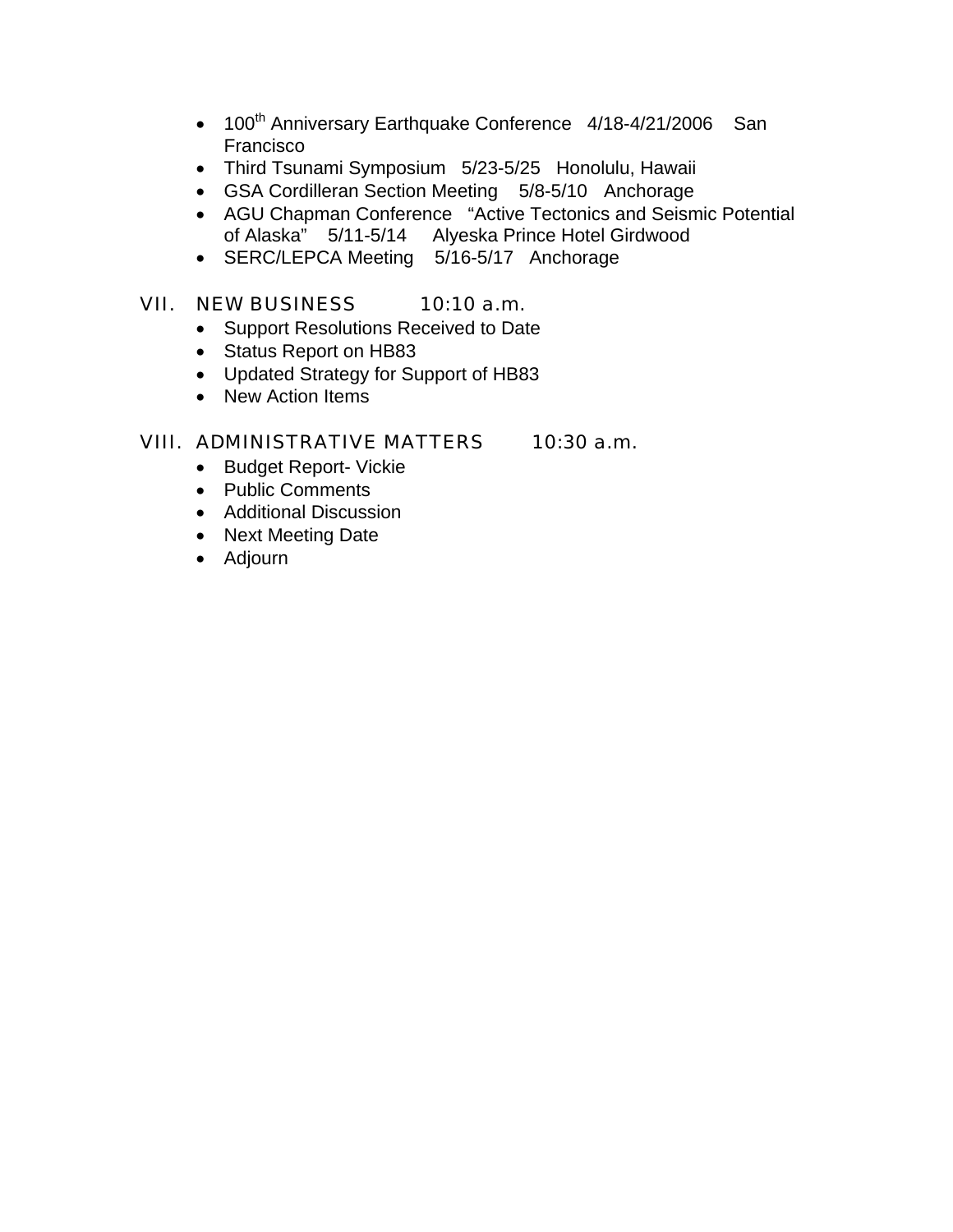- 100th Anniversary Earthquake Conference   4/18-4/21/2006    San Francisco
- Third Tsunami Symposium   5/23-5/25   Honolulu, Hawaii
- GSA Cordilleran Section Meeting    5/8-5/10   Anchorage
- AGU Chapman Conference   "Active Tectonics and Seismic Potential of Alaska"    5/11-5/14     Alyeska Prince Hotel Girdwood
- SERC/LEPCA Meeting    5/16-5/17   Anchorage

## VII. NEW BUSINESS          10:10 a.m.

- Support Resolutions Received to Date
- Status Report on HB83
- Updated Strategy for Support of HB83
- New Action Items

## VIII. ADMINISTRATIVE MATTERS        10:30 a.m.

- Budget Report- Vickie
- Public Comments
- Additional Discussion
- Next Meeting Date
- Adjourn